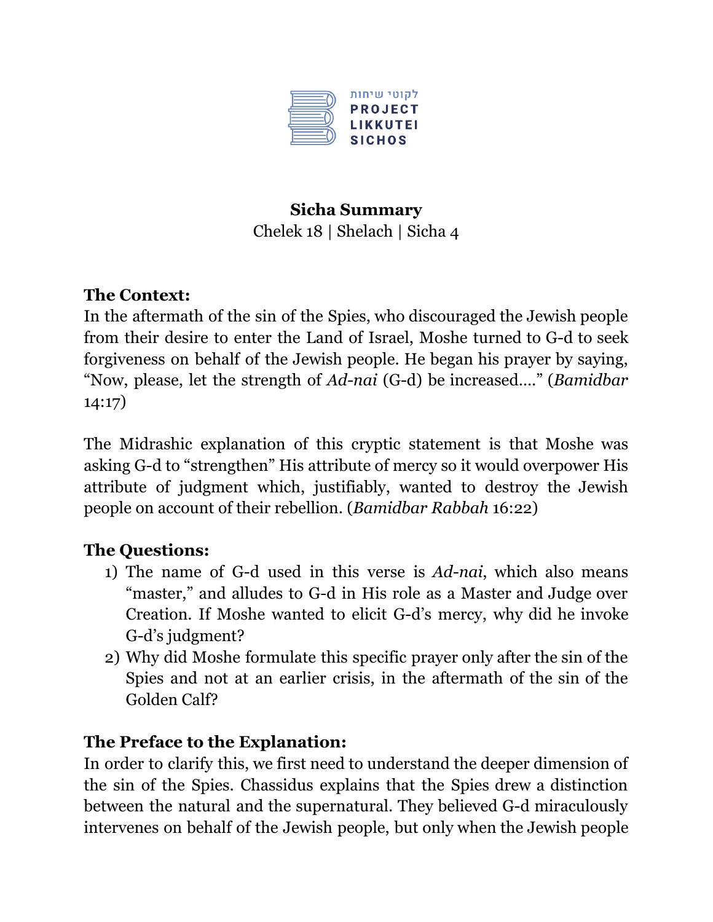לקוטי שיחות
**PROJECT LIKKUTEI SICHOS**

**Sicha Summary**
Chelek 18 | Shelach | Sicha 4

## The Context:

In the aftermath of the sin of the Spies, who discouraged the Jewish people from their desire to enter the Land of Israel, Moshe turned to G-d to seek forgiveness on behalf of the Jewish people. He began his prayer by saying, "Now, please, let the strength of *Ad-nai* (G-d) be increased…." (*Bamidbar* 14:17)

The Midrashic explanation of this cryptic statement is that Moshe was asking G-d to "strengthen" His attribute of mercy so it would overpower His attribute of judgment which, justifiably, wanted to destroy the Jewish people on account of their rebellion. (*Bamidbar Rabbah* 16:22)

## The Questions:

1) The name of G-d used in this verse is *Ad-nai*, which also means "master," and alludes to G-d in His role as a Master and Judge over Creation. If Moshe wanted to elicit G-d's mercy, why did he invoke G-d's judgment?
2) Why did Moshe formulate this specific prayer only after the sin of the Spies and not at an earlier crisis, in the aftermath of the sin of the Golden Calf?

## The Preface to the Explanation:

In order to clarify this, we first need to understand the deeper dimension of the sin of the Spies. Chassidus explains that the Spies drew a distinction between the natural and the supernatural. They believed G-d miraculously intervenes on behalf of the Jewish people, but only when the Jewish people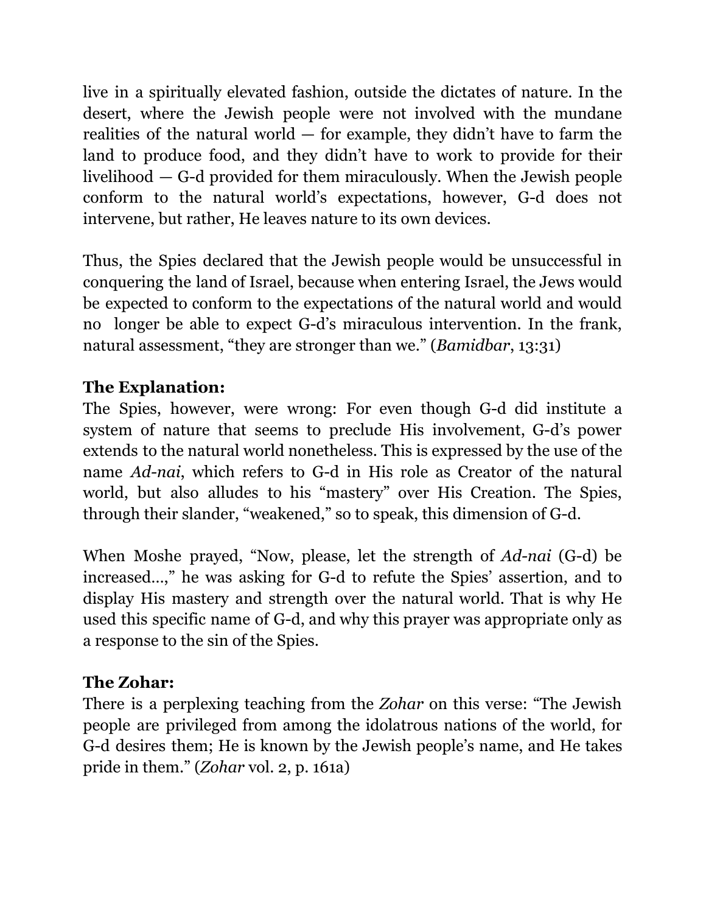live in a spiritually elevated fashion, outside the dictates of nature. In the desert, where the Jewish people were not involved with the mundane realities of the natural world — for example, they didn't have to farm the land to produce food, and they didn't have to work to provide for their livelihood — G-d provided for them miraculously. When the Jewish people conform to the natural world's expectations, however, G-d does not intervene, but rather, He leaves nature to its own devices.

Thus, the Spies declared that the Jewish people would be unsuccessful in conquering the land of Israel, because when entering Israel, the Jews would be expected to conform to the expectations of the natural world and would no longer be able to expect G-d's miraculous intervention. In the frank, natural assessment, "they are stronger than we." (*Bamidbar*, 13:31)

**The Explanation:**
The Spies, however, were wrong: For even though G-d did institute a system of nature that seems to preclude His involvement, G-d's power extends to the natural world nonetheless. This is expressed by the use of the name *Ad-nai*, which refers to G-d in His role as Creator of the natural world, but also alludes to his "mastery" over His Creation. The Spies, through their slander, "weakened," so to speak, this dimension of G-d.

When Moshe prayed, "Now, please, let the strength of *Ad-nai* (G-d) be increased…," he was asking for G-d to refute the Spies' assertion, and to display His mastery and strength over the natural world. That is why He used this specific name of G-d, and why this prayer was appropriate only as a response to the sin of the Spies.

**The Zohar:**
There is a perplexing teaching from the *Zohar* on this verse: "The Jewish people are privileged from among the idolatrous nations of the world, for G-d desires them; He is known by the Jewish people's name, and He takes pride in them." (*Zohar* vol. 2, p. 161a)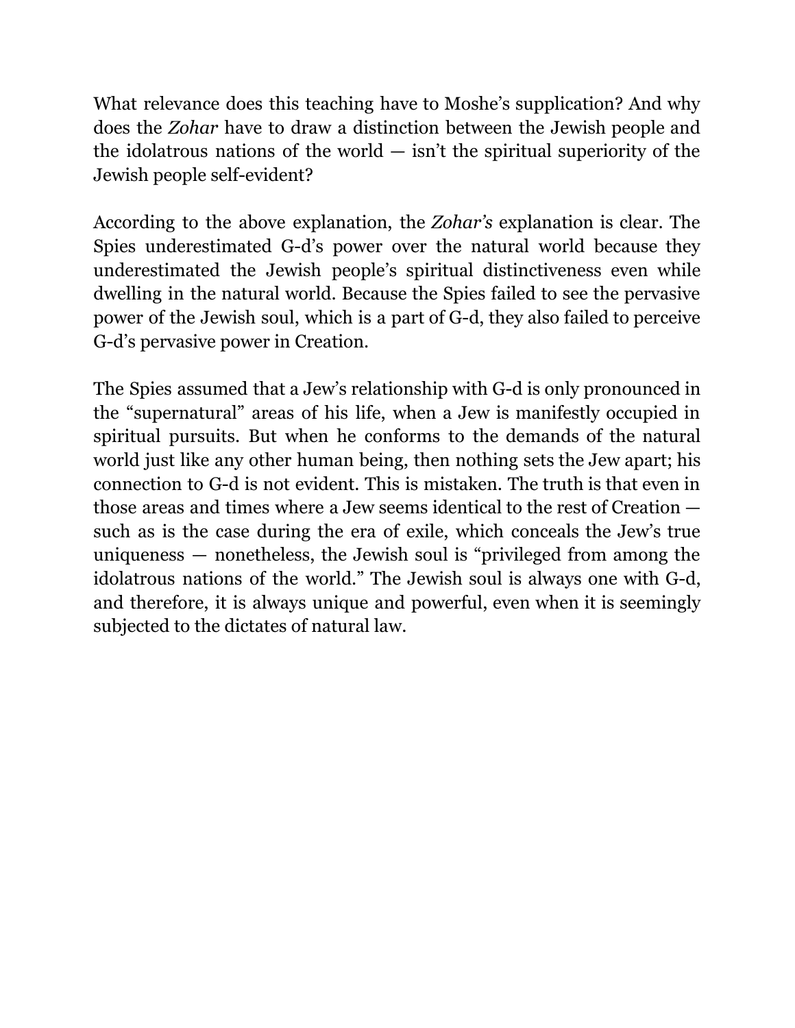What relevance does this teaching have to Moshe's supplication? And why does the *Zohar* have to draw a distinction between the Jewish people and the idolatrous nations of the world — isn't the spiritual superiority of the Jewish people self-evident?

According to the above explanation, the *Zohar's* explanation is clear. The Spies underestimated G-d's power over the natural world because they underestimated the Jewish people's spiritual distinctiveness even while dwelling in the natural world. Because the Spies failed to see the pervasive power of the Jewish soul, which is a part of G-d, they also failed to perceive G-d's pervasive power in Creation.

The Spies assumed that a Jew's relationship with G-d is only pronounced in the "supernatural" areas of his life, when a Jew is manifestly occupied in spiritual pursuits. But when he conforms to the demands of the natural world just like any other human being, then nothing sets the Jew apart; his connection to G-d is not evident. This is mistaken. The truth is that even in those areas and times where a Jew seems identical to the rest of Creation — such as is the case during the era of exile, which conceals the Jew's true uniqueness — nonetheless, the Jewish soul is "privileged from among the idolatrous nations of the world." The Jewish soul is always one with G-d, and therefore, it is always unique and powerful, even when it is seemingly subjected to the dictates of natural law.